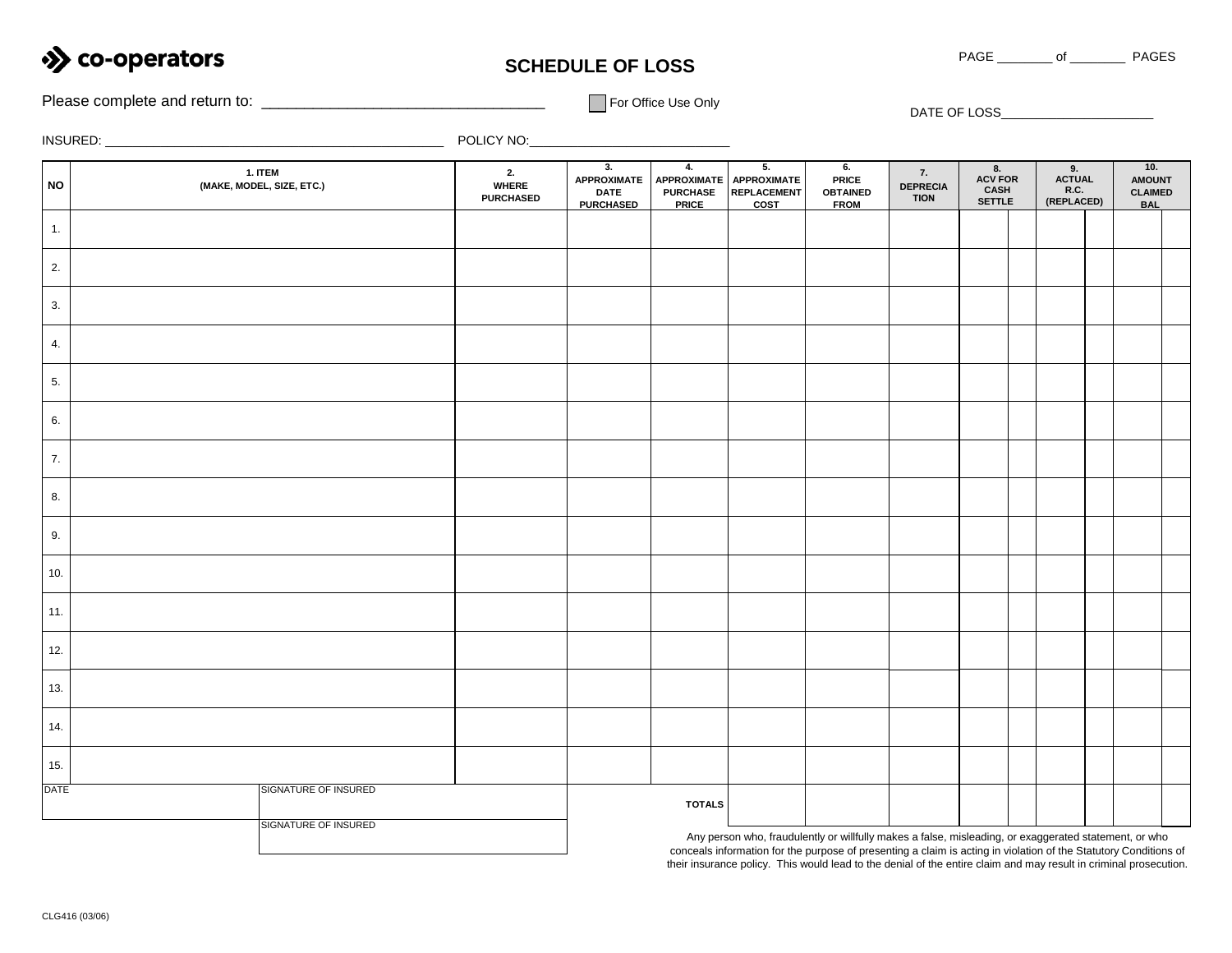co-operators

# SCHEDULE OF LOSS

PAGE _______ of _______ PAGES

Please complete and return to: ___________________________________

For Office Use Only

DATE OF LOSS_____________________

INSURED: _______________________________________________ POLICY NO:____________________________

| NO | 1. ITEM (MAKE, MODEL, SIZE, ETC.) | 2. WHERE PURCHASED | 3. APPROXIMATE DATE PURCHASED | 4. APPROXIMATE PURCHASE PRICE | 5. APPROXIMATE REPLACEMENT COST | 6. PRICE OBTAINED FROM | 7. DEPRECIA TION | 8. ACV FOR CASH SETTLE | | 9. ACTUAL R.C. (REPLACED) | | 10. AMOUNT CLAIMED BAL | |
|---|---|---|---|---|---|---|---|---|---|---|---|---|---|
| 1. | | | | | | | | | | | | | |
| 2. | | | | | | | | | | | | | |
| 3. | | | | | | | | | | | | | |
| 4. | | | | | | | | | | | | | |
| 5. | | | | | | | | | | | | | |
| 6. | | | | | | | | | | | | | |
| 7. | | | | | | | | | | | | | |
| 8. | | | | | | | | | | | | | |
| 9. | | | | | | | | | | | | | |
| 10. | | | | | | | | | | | | | |
| 11. | | | | | | | | | | | | | |
| 12. | | | | | | | | | | | | | |
| 13. | | | | | | | | | | | | | |
| 14. | | | | | | | | | | | | | |
| 15. | | | | | | | | | | | | | |
| | | | | TOTALS | | | | | | | | | |

DATE ____________________ SIGNATURE OF INSURED ____________________

SIGNATURE OF INSURED ____________________

Any person who, fraudulently or willfully makes a false, misleading, or exaggerated statement, or who conceals information for the purpose of presenting a claim is acting in violation of the Statutory Conditions of their insurance policy. This would lead to the denial of the entire claim and may result in criminal prosecution.

CLG416 (03/06)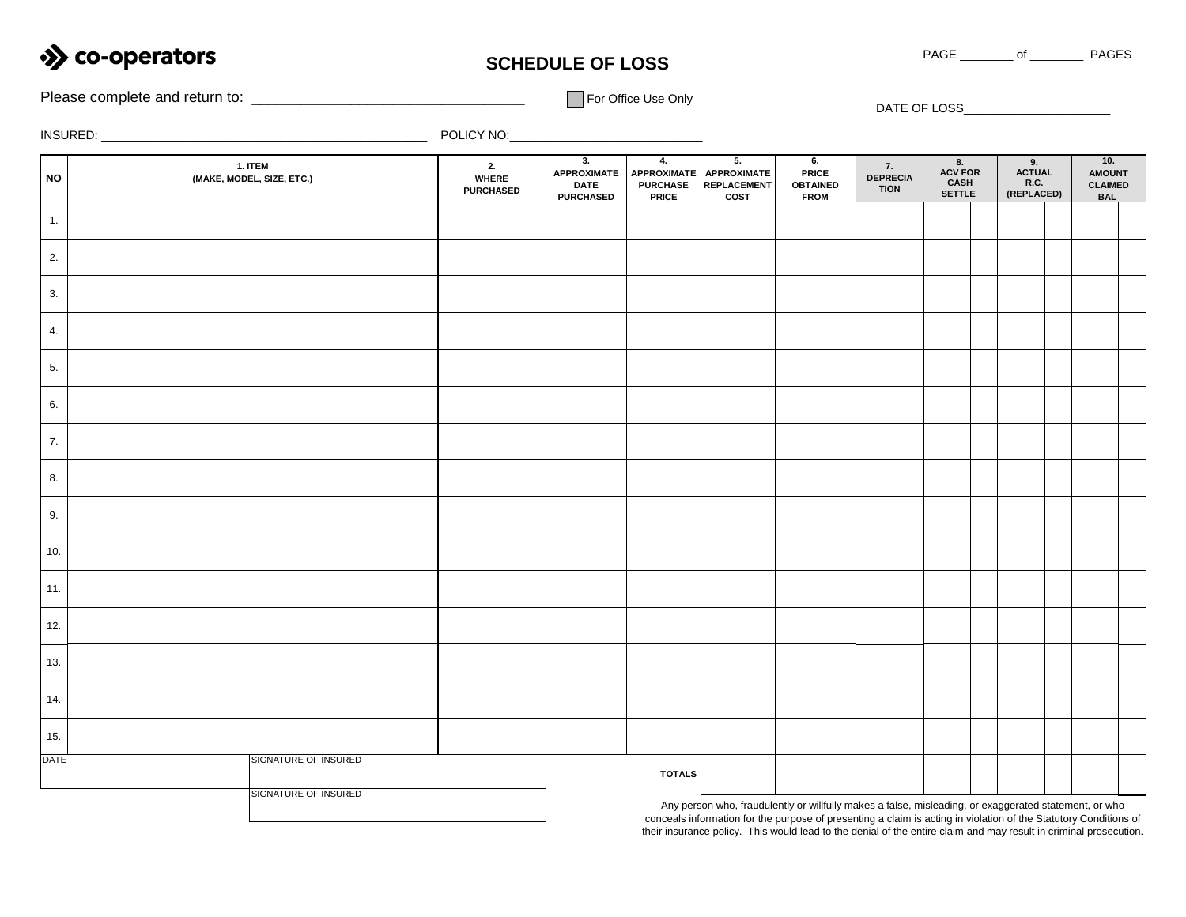co-operators

# SCHEDULE OF LOSS

PAGE _______ of _______ PAGES

Please complete and return to: ___________________________________ ☐ For Office Use Only

DATE OF LOSS_____________________

INSURED: _______________________________________________ POLICY NO:____________________________

| NO | 1. ITEM (MAKE, MODEL, SIZE, ETC.) | 2. WHERE PURCHASED | 3. APPROXIMATE DATE PURCHASED | 4. APPROXIMATE PURCHASE PRICE | 5. APPROXIMATE REPLACEMENT COST | 6. PRICE OBTAINED FROM | 7. DEPRECIA TION | 8. ACV FOR CASH SETTLE | | 9. ACTUAL R.C. (REPLACED) | | 10. AMOUNT CLAIMED BAL | |
|---|---|---|---|---|---|---|---|---|---|---|---|---|---|
| 1. | | | | | | | | | | | | | |
| 2. | | | | | | | | | | | | | |
| 3. | | | | | | | | | | | | | |
| 4. | | | | | | | | | | | | | |
| 5. | | | | | | | | | | | | | |
| 6. | | | | | | | | | | | | | |
| 7. | | | | | | | | | | | | | |
| 8. | | | | | | | | | | | | | |
| 9. | | | | | | | | | | | | | |
| 10. | | | | | | | | | | | | | |
| 11. | | | | | | | | | | | | | |
| 12. | | | | | | | | | | | | | |
| 13. | | | | | | | | | | | | | |
| 14. | | | | | | | | | | | | | |
| 15. | | | | | | | | | | | | | |
| | | | | TOTALS | | | | | | | | | |

| DATE | SIGNATURE OF INSURED |
|---|---|
| | SIGNATURE OF INSURED |

Any person who, fraudulently or willfully makes a false, misleading, or exaggerated statement, or who conceals information for the purpose of presenting a claim is acting in violation of the Statutory Conditions of their insurance policy. This would lead to the denial of the entire claim and may result in criminal prosecution.